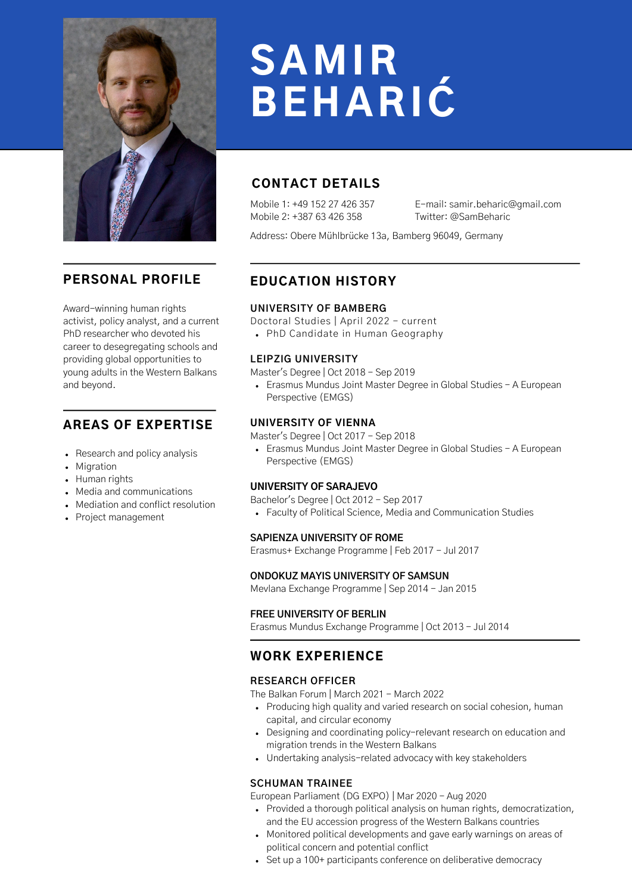# SAMIR BEHARIĆ

## CONTACT DETAILS

Mobile 1: +49 152 27 426 357
Mobile 2: +387 63 426 358

E-mail: samir.beharic@gmail.com
Twitter: @SamBeharic

Address: Obere Mühlbrücke 13a, Bamberg 96049, Germany

## PERSONAL PROFILE

Award-winning human rights activist, policy analyst, and a current PhD researcher who devoted his career to desegregating schools and providing global opportunities to young adults in the Western Balkans and beyond.

## AREAS OF EXPERTISE

- Research and policy analysis
- Migration
- Human rights
- Media and communications
- Mediation and conflict resolution
- Project management

## EDUCATION HISTORY

### UNIVERSITY OF BAMBERG

Doctoral Studies | April 2022 – current

- PhD Candidate in Human Geography

### LEIPZIG UNIVERSITY

Master's Degree | Oct 2018 – Sep 2019

- Erasmus Mundus Joint Master Degree in Global Studies – A European Perspective (EMGS)

### UNIVERSITY OF VIENNA

Master's Degree | Oct 2017 – Sep 2018

- Erasmus Mundus Joint Master Degree in Global Studies – A European Perspective (EMGS)

### UNIVERSITY OF SARAJEVO

Bachelor's Degree | Oct 2012 – Sep 2017

- Faculty of Political Science, Media and Communication Studies

### SAPIENZA UNIVERSITY OF ROME

Erasmus+ Exchange Programme | Feb 2017 – Jul 2017

### ONDOKUZ MAYIS UNIVERSITY OF SAMSUN

Mevlana Exchange Programme | Sep 2014 – Jan 2015

### FREE UNIVERSITY OF BERLIN

Erasmus Mundus Exchange Programme | Oct 2013 – Jul 2014

## WORK EXPERIENCE

### RESEARCH OFFICER

The Balkan Forum | March 2021 – March 2022

- Producing high quality and varied research on social cohesion, human capital, and circular economy
- Designing and coordinating policy-relevant research on education and migration trends in the Western Balkans
- Undertaking analysis-related advocacy with key stakeholders

### SCHUMAN TRAINEE

European Parliament (DG EXPO) | Mar 2020 – Aug 2020

- Provided a thorough political analysis on human rights, democratization, and the EU accession progress of the Western Balkans countries
- Monitored political developments and gave early warnings on areas of political concern and potential conflict
- Set up a 100+ participants conference on deliberative democracy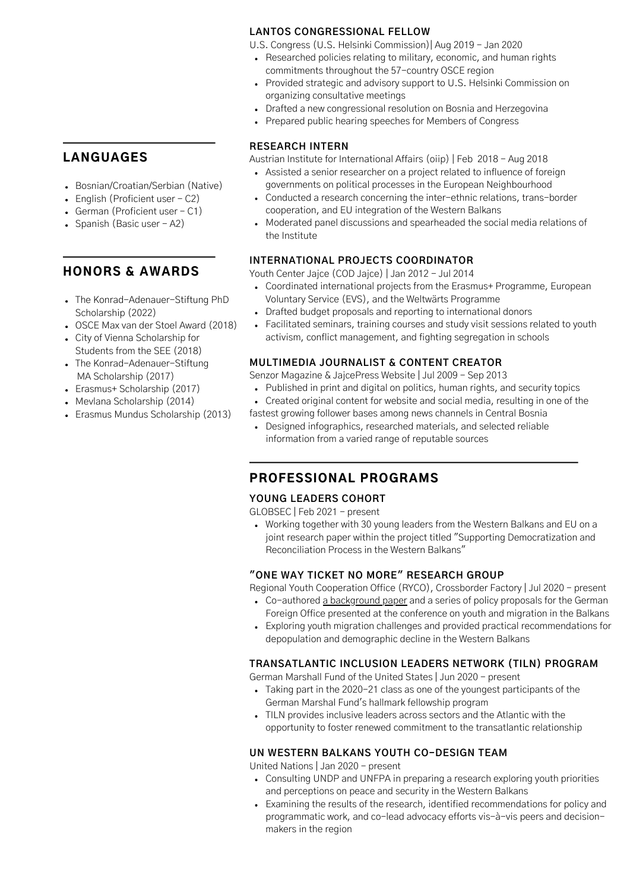### LANTOS CONGRESSIONAL FELLOW

U.S. Congress (U.S. Helsinki Commission)| Aug 2019 – Jan 2020

- Researched policies relating to military, economic, and human rights commitments throughout the 57-country OSCE region
- Provided strategic and advisory support to U.S. Helsinki Commission on organizing consultative meetings
- Drafted a new congressional resolution on Bosnia and Herzegovina
- Prepared public hearing speeches for Members of Congress

### RESEARCH INTERN

Austrian Institute for International Affairs (oiip) | Feb 2018 – Aug 2018

- Assisted a senior researcher on a project related to influence of foreign governments on political processes in the European Neighbourhood
- Conducted a research concerning the inter-ethnic relations, trans-border cooperation, and EU integration of the Western Balkans
- Moderated panel discussions and spearheaded the social media relations of the Institute

### INTERNATIONAL PROJECTS COORDINATOR

Youth Center Jajce (COD Jajce) | Jan 2012 – Jul 2014

- Coordinated international projects from the Erasmus+ Programme, European Voluntary Service (EVS), and the Weltwärts Programme
- Drafted budget proposals and reporting to international donors
- Facilitated seminars, training courses and study visit sessions related to youth activism, conflict management, and fighting segregation in schools

### MULTIMEDIA JOURNALIST & CONTENT CREATOR

Senzor Magazine & JajcePress Website | Jul 2009 – Sep 2013

- Published in print and digital on politics, human rights, and security topics
- Created original content for website and social media, resulting in one of the fastest growing follower bases among news channels in Central Bosnia
- Designed infographics, researched materials, and selected reliable information from a varied range of reputable sources

## PROFESSIONAL PROGRAMS

### YOUNG LEADERS COHORT

GLOBSEC | Feb 2021 – present

- Working together with 30 young leaders from the Western Balkans and EU on a joint research paper within the project titled "Supporting Democratization and Reconciliation Process in the Western Balkans"

### "ONE WAY TICKET NO MORE" RESEARCH GROUP

Regional Youth Cooperation Office (RYCO), Crossborder Factory | Jul 2020 – present

- Co-authored a background paper and a series of policy proposals for the German Foreign Office presented at the conference on youth and migration in the Balkans
- Exploring youth migration challenges and provided practical recommendations for depopulation and demographic decline in the Western Balkans

### TRANSATLANTIC INCLUSION LEADERS NETWORK (TILN) PROGRAM

German Marshall Fund of the United States | Jun 2020 – present

- Taking part in the 2020-21 class as one of the youngest participants of the German Marshal Fund's hallmark fellowship program
- TILN provides inclusive leaders across sectors and the Atlantic with the opportunity to foster renewed commitment to the transatlantic relationship

### UN WESTERN BALKANS YOUTH CO-DESIGN TEAM

United Nations | Jan 2020 – present

- Consulting UNDP and UNFPA in preparing a research exploring youth priorities and perceptions on peace and security in the Western Balkans
- Examining the results of the research, identified recommendations for policy and programmatic work, and co-lead advocacy efforts vis-à-vis peers and decision-makers in the region

## LANGUAGES

- Bosnian/Croatian/Serbian (Native)
- English (Proficient user – C2)
- German (Proficient user – C1)
- Spanish (Basic user – A2)

## HONORS & AWARDS

- The Konrad-Adenauer-Stiftung PhD Scholarship (2022)
- OSCE Max van der Stoel Award (2018)
- City of Vienna Scholarship for Students from the SEE (2018)
- The Konrad-Adenauer-Stiftung MA Scholarship (2017)
- Erasmus+ Scholarship (2017)
- Mevlana Scholarship (2014)
- Erasmus Mundus Scholarship (2013)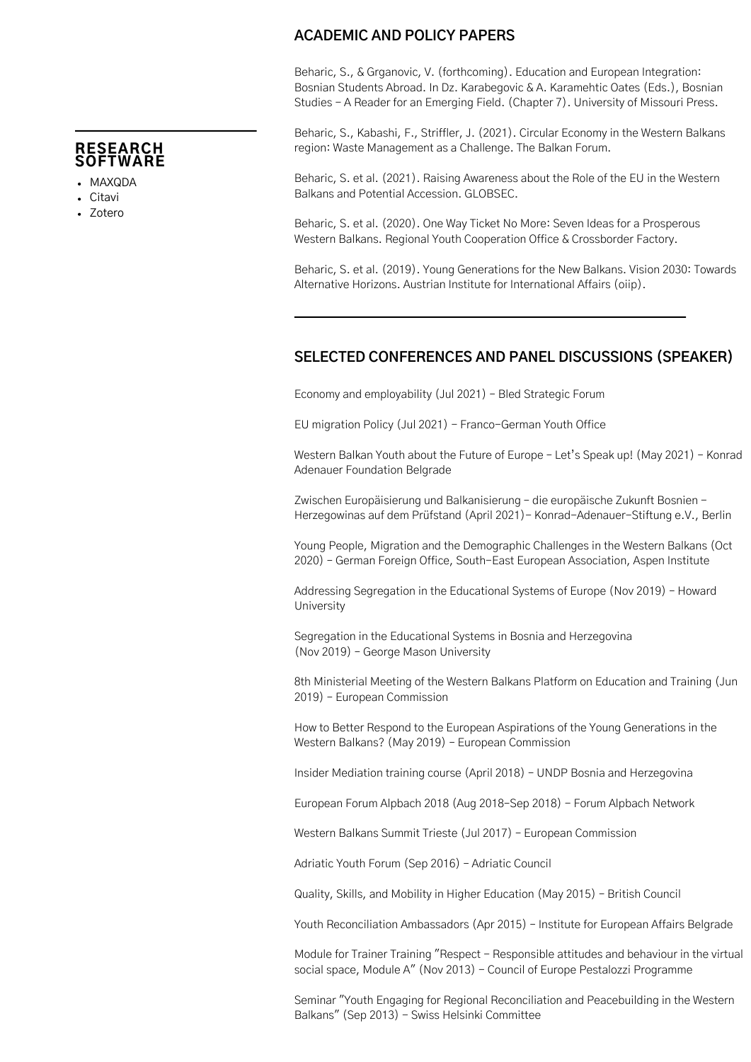## RESEARCH SOFTWARE

- MAXQDA
- Citavi
- Zotero

## ACADEMIC AND POLICY PAPERS

Beharic, S., & Grganovic, V. (forthcoming). Education and European Integration: Bosnian Students Abroad. In Dz. Karabegovic & A. Karamehtic Oates (Eds.), Bosnian Studies – A Reader for an Emerging Field. (Chapter 7). University of Missouri Press.

Beharic, S., Kabashi, F., Striffler, J. (2021). Circular Economy in the Western Balkans region: Waste Management as a Challenge. The Balkan Forum.

Beharic, S. et al. (2021). Raising Awareness about the Role of the EU in the Western Balkans and Potential Accession. GLOBSEC.

Beharic, S. et al. (2020). One Way Ticket No More: Seven Ideas for a Prosperous Western Balkans. Regional Youth Cooperation Office & Crossborder Factory.

Beharic, S. et al. (2019). Young Generations for the New Balkans. Vision 2030: Towards Alternative Horizons. Austrian Institute for International Affairs (oiip).

## SELECTED CONFERENCES AND PANEL DISCUSSIONS (SPEAKER)

Economy and employability (Jul 2021) – Bled Strategic Forum

EU migration Policy (Jul 2021) – Franco-German Youth Office

Western Balkan Youth about the Future of Europe – Let's Speak up! (May 2021) – Konrad Adenauer Foundation Belgrade

Zwischen Europäisierung und Balkanisierung – die europäische Zukunft Bosnien – Herzegowinas auf dem Prüfstand (April 2021)– Konrad-Adenauer-Stiftung e.V., Berlin

Young People, Migration and the Demographic Challenges in the Western Balkans (Oct 2020) – German Foreign Office, South-East European Association, Aspen Institute

Addressing Segregation in the Educational Systems of Europe (Nov 2019) – Howard University

Segregation in the Educational Systems in Bosnia and Herzegovina (Nov 2019) – George Mason University

8th Ministerial Meeting of the Western Balkans Platform on Education and Training (Jun 2019) – European Commission

How to Better Respond to the European Aspirations of the Young Generations in the Western Balkans? (May 2019) – European Commission

Insider Mediation training course (April 2018) – UNDP Bosnia and Herzegovina

European Forum Alpbach 2018 (Aug 2018-Sep 2018) – Forum Alpbach Network

Western Balkans Summit Trieste (Jul 2017) – European Commission

Adriatic Youth Forum (Sep 2016) – Adriatic Council

Quality, Skills, and Mobility in Higher Education (May 2015) – British Council

Youth Reconciliation Ambassadors (Apr 2015) – Institute for European Affairs Belgrade

Module for Trainer Training "Respect – Responsible attitudes and behaviour in the virtual social space, Module A" (Nov 2013) – Council of Europe Pestalozzi Programme

Seminar "Youth Engaging for Regional Reconciliation and Peacebuilding in the Western Balkans" (Sep 2013) – Swiss Helsinki Committee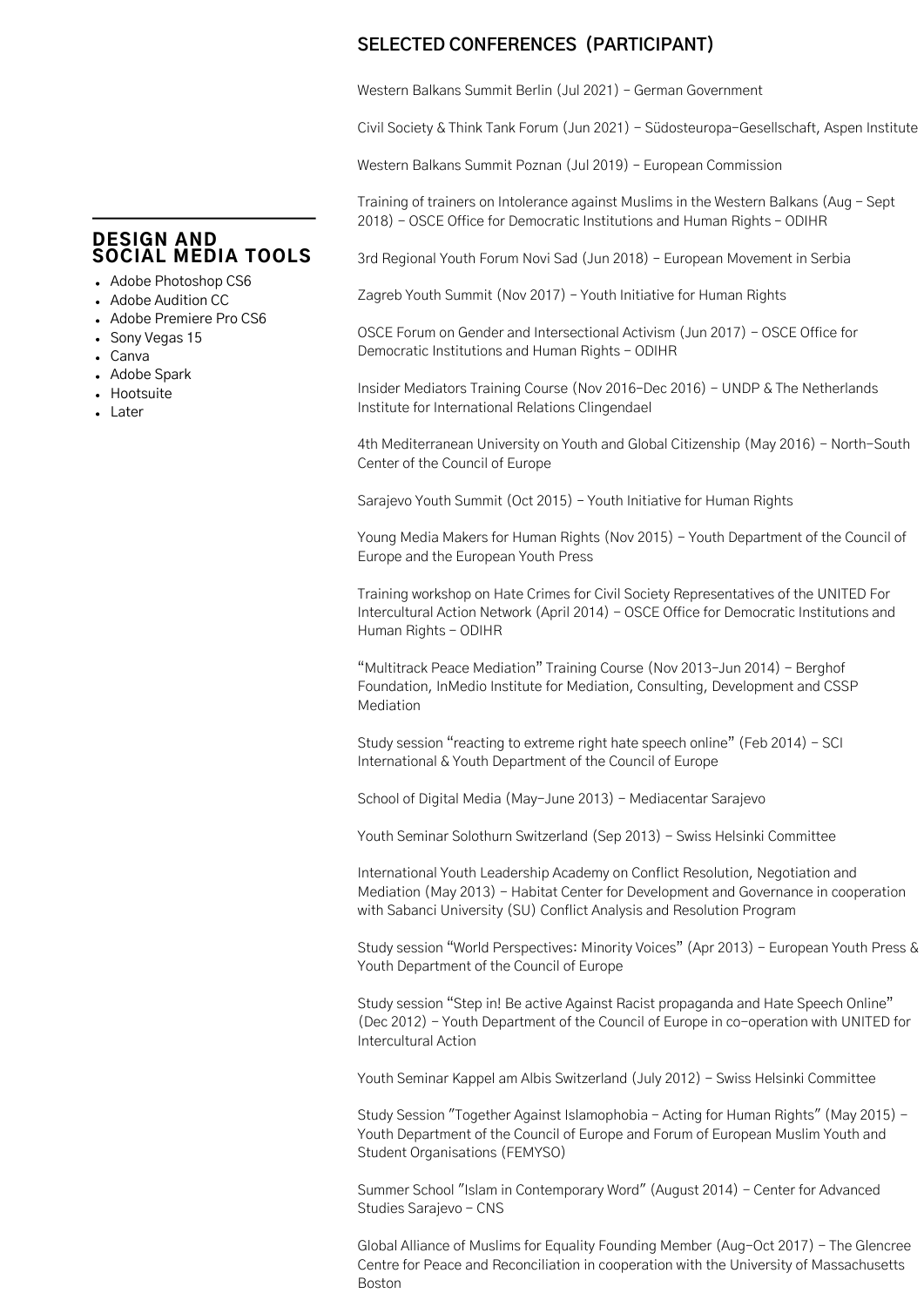## DESIGN AND SOCIAL MEDIA TOOLS

- Adobe Photoshop CS6
- Adobe Audition CC
- Adobe Premiere Pro CS6
- Sony Vegas 15
- Canva
- Adobe Spark
- Hootsuite
- Later

## SELECTED CONFERENCES (PARTICIPANT)

Western Balkans Summit Berlin (Jul 2021) – German Government

Civil Society & Think Tank Forum (Jun 2021) – Südosteuropa-Gesellschaft, Aspen Institute

Western Balkans Summit Poznan (Jul 2019) – European Commission

Training of trainers on Intolerance against Muslims in the Western Balkans (Aug – Sept 2018) – OSCE Office for Democratic Institutions and Human Rights – ODIHR

3rd Regional Youth Forum Novi Sad (Jun 2018) – European Movement in Serbia

Zagreb Youth Summit (Nov 2017) – Youth Initiative for Human Rights

OSCE Forum on Gender and Intersectional Activism (Jun 2017) – OSCE Office for Democratic Institutions and Human Rights – ODIHR

Insider Mediators Training Course (Nov 2016-Dec 2016) – UNDP & The Netherlands Institute for International Relations Clingendael

4th Mediterranean University on Youth and Global Citizenship (May 2016) – North-South Center of the Council of Europe

Sarajevo Youth Summit (Oct 2015) – Youth Initiative for Human Rights

Young Media Makers for Human Rights (Nov 2015) – Youth Department of the Council of Europe and the European Youth Press

Training workshop on Hate Crimes for Civil Society Representatives of the UNITED For Intercultural Action Network (April 2014) – OSCE Office for Democratic Institutions and Human Rights – ODIHR

"Multitrack Peace Mediation" Training Course (Nov 2013-Jun 2014) – Berghof Foundation, InMedio Institute for Mediation, Consulting, Development and CSSP Mediation

Study session "reacting to extreme right hate speech online" (Feb 2014) – SCI International & Youth Department of the Council of Europe

School of Digital Media (May-June 2013) – Mediacentar Sarajevo

Youth Seminar Solothurn Switzerland (Sep 2013) – Swiss Helsinki Committee

International Youth Leadership Academy on Conflict Resolution, Negotiation and Mediation (May 2013) – Habitat Center for Development and Governance in cooperation with Sabanci University (SU) Conflict Analysis and Resolution Program

Study session "World Perspectives: Minority Voices" (Apr 2013) – European Youth Press & Youth Department of the Council of Europe

Study session "Step in! Be active Against Racist propaganda and Hate Speech Online" (Dec 2012) – Youth Department of the Council of Europe in co-operation with UNITED for Intercultural Action

Youth Seminar Kappel am Albis Switzerland (July 2012) – Swiss Helsinki Committee

Study Session "Together Against Islamophobia – Acting for Human Rights" (May 2015) – Youth Department of the Council of Europe and Forum of European Muslim Youth and Student Organisations (FEMYSO)

Summer School "Islam in Contemporary Word" (August 2014) – Center for Advanced Studies Sarajevo – CNS

Global Alliance of Muslims for Equality Founding Member (Aug-Oct 2017) – The Glencree Centre for Peace and Reconciliation in cooperation with the University of Massachusetts Boston